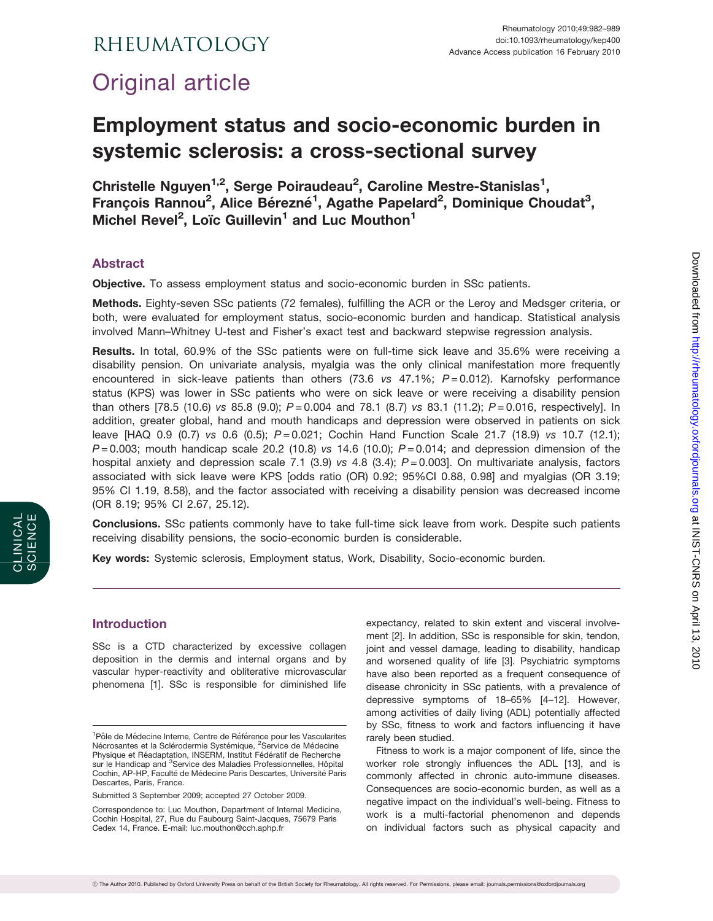# Original article

# Employment status and socio-economic burden in systemic sclerosis: a cross-sectional survey

**Christelle Nguyen[1,2], Serge Poiraudeau[2], Caroline Mestre-Stanislas[1], François Rannou[2], Alice Bérezné[1], Agathe Papelard[2], Dominique Choudat[3], Michel Revel[2], Loïc Guillevin[1] and Luc Mouthon[1]**

## Abstract

**Objective.** To assess employment status and socio-economic burden in SSc patients.

**Methods.** Eighty-seven SSc patients (72 females), fulfilling the ACR or the Leroy and Medsger criteria, or both, were evaluated for employment status, socio-economic burden and handicap. Statistical analysis involved Mann–Whitney U-test and Fisher's exact test and backward stepwise regression analysis.

**Results.** In total, 60.9% of the SSc patients were on full-time sick leave and 35.6% were receiving a disability pension. On univariate analysis, myalgia was the only clinical manifestation more frequently encountered in sick-leave patients than others (73.6 *vs* 47.1%; $P = 0.012$). Karnofsky performance status (KPS) was lower in SSc patients who were on sick leave or were receiving a disability pension than others [78.5 (10.6) *vs* 85.8 (9.0); $P = 0.004$ and 78.1 (8.7) *vs* 83.1 (11.2); $P = 0.016$, respectively]. In addition, greater global, hand and mouth handicaps and depression were observed in patients on sick leave [HAQ 0.9 (0.7) *vs* 0.6 (0.5); $P = 0.021$; Cochin Hand Function Scale 21.7 (18.9) *vs* 10.7 (12.1); $P = 0.003$; mouth handicap scale 20.2 (10.8) *vs* 14.6 (10.0); $P = 0.014$; and depression dimension of the hospital anxiety and depression scale 7.1 (3.9) *vs* 4.8 (3.4); $P = 0.003$]. On multivariate analysis, factors associated with sick leave were KPS [odds ratio (OR) 0.92; 95%CI 0.88, 0.98] and myalgias (OR 3.19; 95% CI 1.19, 8.58), and the factor associated with receiving a disability pension was decreased income (OR 8.19; 95% CI 2.67, 25.12).

**Conclusions.** SSc patients commonly have to take full-time sick leave from work. Despite such patients receiving disability pensions, the socio-economic burden is considerable.

**Key words:** Systemic sclerosis, Employment status, Work, Disability, Socio-economic burden.

## Introduction

SSc is a CTD characterized by excessive collagen deposition in the dermis and internal organs and by vascular hyper-reactivity and obliterative microvascular phenomena [1]. SSc is responsible for diminished life expectancy, related to skin extent and visceral involvement [2]. In addition, SSc is responsible for skin, tendon, joint and vessel damage, leading to disability, handicap and worsened quality of life [3]. Psychiatric symptoms have also been reported as a frequent consequence of disease chronicity in SSc patients, with a prevalence of depressive symptoms of 18–65% [4–12]. However, among activities of daily living (ADL) potentially affected by SSc, fitness to work and factors influencing it have rarely been studied.

Fitness to work is a major component of life, since the worker role strongly influences the ADL [13], and is commonly affected in chronic auto-immune diseases. Consequences are socio-economic burden, as well as a negative impact on the individual's well-being. Fitness to work is a multi-factorial phenomenon and depends on individual factors such as physical capacity and

---

[1]Pôle de Médecine Interne, Centre de Référence pour les Vascularites Nécrosantes et la Sclérodermie Systémique, [2]Service de Médecine Physique et Réadaptation, INSERM, Institut Fédératif de Recherche sur le Handicap and [3]Service des Maladies Professionnelles, Hôpital Cochin, AP-HP, Faculté de Médecine Paris Descartes, Université Paris Descartes, Paris, France.

Submitted 3 September 2009; accepted 27 October 2009.

Correspondence to: Luc Mouthon, Department of Internal Medicine, Cochin Hospital, 27, Rue du Faubourg Saint-Jacques, 75679 Paris Cedex 14, France. E-mail: luc.mouthon@cch.aphp.fr

© The Author 2010. Published by Oxford University Press on behalf of the British Society for Rheumatology. All rights reserved. For Permissions, please email: journals.permissions@oxfordjournals.org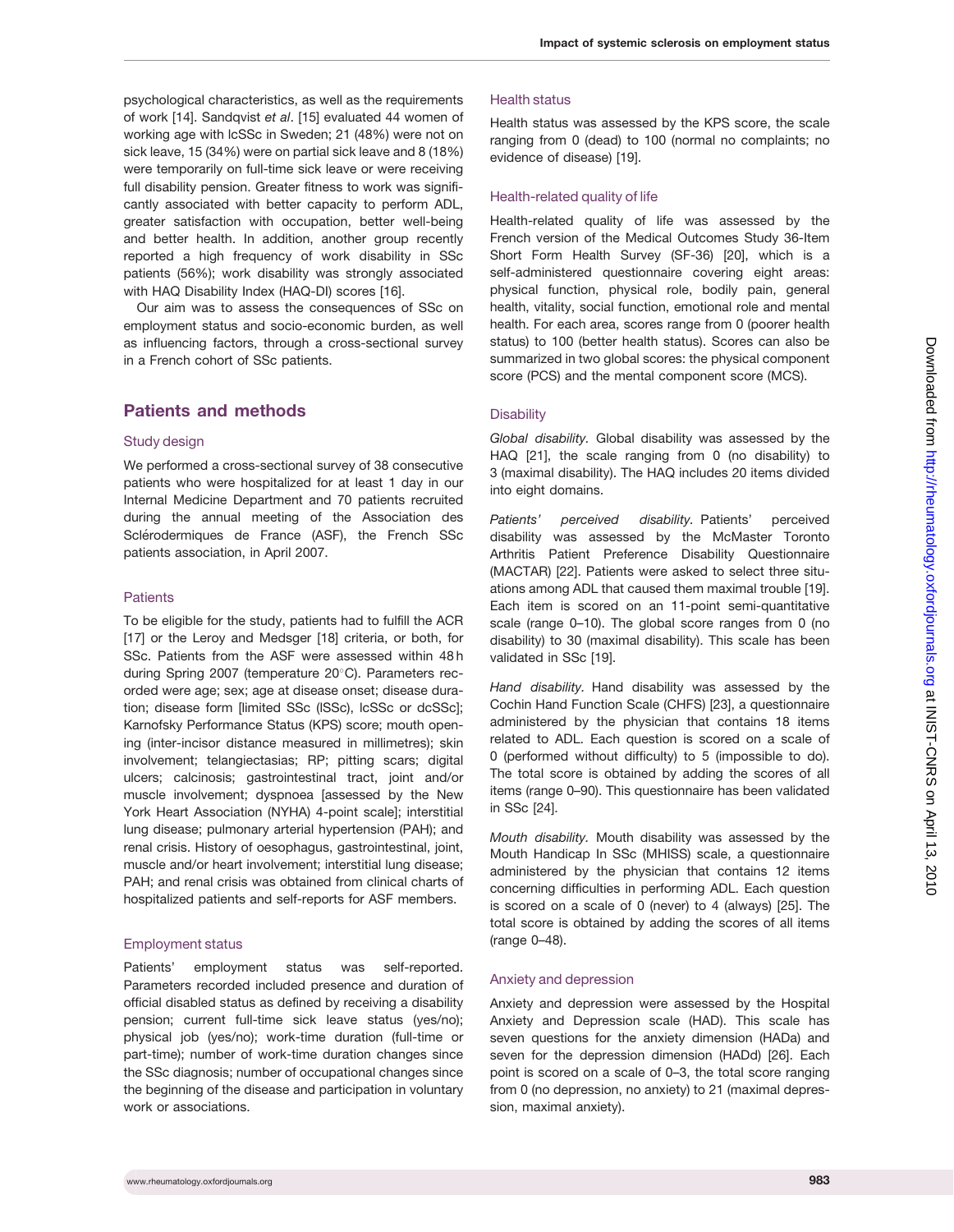psychological characteristics, as well as the requirements of work [14]. Sandqvist *et al*. [15] evaluated 44 women of working age with lcSSc in Sweden; 21 (48%) were not on sick leave, 15 (34%) were on partial sick leave and 8 (18%) were temporarily on full-time sick leave or were receiving full disability pension. Greater fitness to work was significantly associated with better capacity to perform ADL, greater satisfaction with occupation, better well-being and better health. In addition, another group recently reported a high frequency of work disability in SSc patients (56%); work disability was strongly associated with HAQ Disability Index (HAQ-DI) scores [16].

Our aim was to assess the consequences of SSc on employment status and socio-economic burden, as well as influencing factors, through a cross-sectional survey in a French cohort of SSc patients.

## Patients and methods

### Study design

We performed a cross-sectional survey of 38 consecutive patients who were hospitalized for at least 1 day in our Internal Medicine Department and 70 patients recruited during the annual meeting of the Association des Sclérodermiques de France (ASF), the French SSc patients association, in April 2007.

### Patients

To be eligible for the study, patients had to fulfill the ACR [17] or the Leroy and Medsger [18] criteria, or both, for SSc. Patients from the ASF were assessed within 48 h during Spring 2007 (temperature 20°C). Parameters recorded were age; sex; age at disease onset; disease duration; disease form [limited SSc (lSSc), lcSSc or dcSSc]; Karnofsky Performance Status (KPS) score; mouth opening (inter-incisor distance measured in millimetres); skin involvement; telangiectasias; RP; pitting scars; digital ulcers; calcinosis; gastrointestinal tract, joint and/or muscle involvement; dyspnoea [assessed by the New York Heart Association (NYHA) 4-point scale]; interstitial lung disease; pulmonary arterial hypertension (PAH); and renal crisis. History of oesophagus, gastrointestinal, joint, muscle and/or heart involvement; interstitial lung disease; PAH; and renal crisis was obtained from clinical charts of hospitalized patients and self-reports for ASF members.

### Employment status

Patients' employment status was self-reported. Parameters recorded included presence and duration of official disabled status as defined by receiving a disability pension; current full-time sick leave status (yes/no); physical job (yes/no); work-time duration (full-time or part-time); number of work-time duration changes since the SSc diagnosis; number of occupational changes since the beginning of the disease and participation in voluntary work or associations.

### Health status

Health status was assessed by the KPS score, the scale ranging from 0 (dead) to 100 (normal no complaints; no evidence of disease) [19].

### Health-related quality of life

Health-related quality of life was assessed by the French version of the Medical Outcomes Study 36-Item Short Form Health Survey (SF-36) [20], which is a self-administered questionnaire covering eight areas: physical function, physical role, bodily pain, general health, vitality, social function, emotional role and mental health. For each area, scores range from 0 (poorer health status) to 100 (better health status). Scores can also be summarized in two global scores: the physical component score (PCS) and the mental component score (MCS).

### Disability

*Global disability.* Global disability was assessed by the HAQ [21], the scale ranging from 0 (no disability) to 3 (maximal disability). The HAQ includes 20 items divided into eight domains.

*Patients' perceived disability.* Patients' perceived disability was assessed by the McMaster Toronto Arthritis Patient Preference Disability Questionnaire (MACTAR) [22]. Patients were asked to select three situations among ADL that caused them maximal trouble [19]. Each item is scored on an 11-point semi-quantitative scale (range 0–10). The global score ranges from 0 (no disability) to 30 (maximal disability). This scale has been validated in SSc [19].

*Hand disability.* Hand disability was assessed by the Cochin Hand Function Scale (CHFS) [23], a questionnaire administered by the physician that contains 18 items related to ADL. Each question is scored on a scale of 0 (performed without difficulty) to 5 (impossible to do). The total score is obtained by adding the scores of all items (range 0–90). This questionnaire has been validated in SSc [24].

*Mouth disability.* Mouth disability was assessed by the Mouth Handicap In SSc (MHISS) scale, a questionnaire administered by the physician that contains 12 items concerning difficulties in performing ADL. Each question is scored on a scale of 0 (never) to 4 (always) [25]. The total score is obtained by adding the scores of all items (range 0–48).

### Anxiety and depression

Anxiety and depression were assessed by the Hospital Anxiety and Depression scale (HAD). This scale has seven questions for the anxiety dimension (HADa) and seven for the depression dimension (HADd) [26]. Each point is scored on a scale of 0–3, the total score ranging from 0 (no depression, no anxiety) to 21 (maximal depression, maximal anxiety).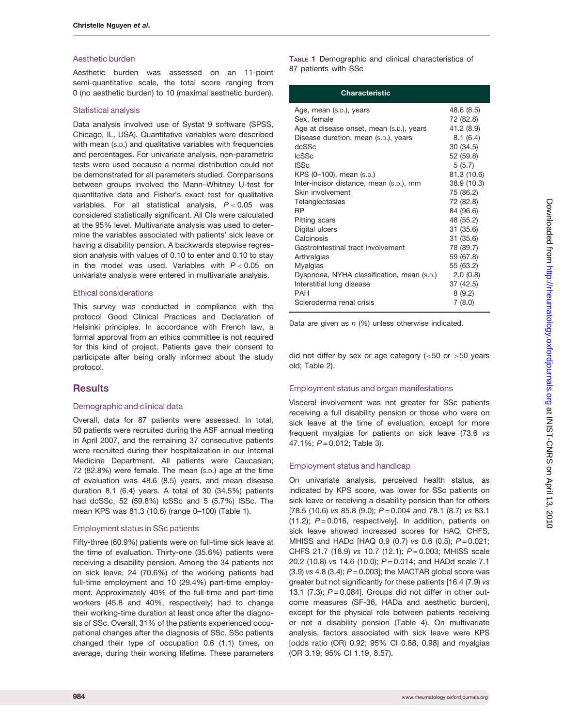### Aesthetic burden

Aesthetic burden was assessed on an 11-point semi-quantitative scale, the total score ranging from 0 (no aesthetic burden) to 10 (maximal aesthetic burden).

### Statistical analysis

Data analysis involved use of Systat 9 software (SPSS, Chicago, IL, USA). Quantitative variables were described with mean (S.D.) and qualitative variables with frequencies and percentages. For univariate analysis, non-parametric tests were used because a normal distribution could not be demonstrated for all parameters studied. Comparisons between groups involved the Mann–Whitney U-test for quantitative data and Fisher's exact test for qualitative variables. For all statistical analysis, $P < 0.05$ was considered statistically significant. All CIs were calculated at the 95% level. Multivariate analysis was used to determine the variables associated with patients' sick leave or having a disability pension. A backwards stepwise regression analysis with values of 0.10 to enter and 0.10 to stay in the model was used. Variables with $P < 0.05$ on univariate analysis were entered in multivariate analysis.

### Ethical considerations

This survey was conducted in compliance with the protocol Good Clinical Practices and Declaration of Helsinki principles. In accordance with French law, a formal approval from an ethics committee is not required for this kind of project. Patients gave their consent to participate after being orally informed about the study protocol.

## Results

### Demographic and clinical data

Overall, data for 87 patients were assessed. In total, 50 patients were recruited during the ASF annual meeting in April 2007, and the remaining 37 consecutive patients were recruited during their hospitalization in our Internal Medicine Department. All patients were Caucasian; 72 (82.8%) were female. The mean (S.D.) age at the time of evaluation was 48.6 (8.5) years, and mean disease duration 8.1 (6.4) years. A total of 30 (34.5%) patients had dcSSc, 52 (59.8%) lcSSc and 5 (5.7%) lSSc. The mean KPS was 81.3 (10.6) (range 0–100) (Table 1).

**TABLE 1** Demographic and clinical characteristics of 87 patients with SSc

| Characteristic | |
|---|---|
| Age, mean (S.D.), years | 48.6 (8.5) |
| Sex, female | 72 (82.8) |
| Age at disease onset, mean (S.D.), years | 41.2 (8.9) |
| Disease duration, mean (S.D.), years | 8.1 (6.4) |
| dcSSc | 30 (34.5) |
| lcSSc | 52 (59.8) |
| lSSc | 5 (5.7) |
| KPS (0–100), mean (S.D.) | 81.3 (10.6) |
| Inter-incisor distance, mean (S.D.), mm | 38.9 (10.3) |
| Skin involvement | 75 (86.2) |
| Telangiectasias | 72 (82.8) |
| RP | 84 (96.6) |
| Pitting scars | 48 (55.2) |
| Digital ulcers | 31 (35.6) |
| Calcinosis | 31 (35.6) |
| Gastrointestinal tract involvement | 78 (89.7) |
| Arthralgias | 59 (67.8) |
| Myalgias | 55 (63.2) |
| Dyspnoea, NYHA classification, mean (S.D.) | 2.0 (0.8) |
| Interstitial lung disease | 37 (42.5) |
| PAH | 8 (9.2) |
| Scleroderma renal crisis | 7 (8.0) |

Data are given as *n* (%) unless otherwise indicated.

### Employment status in SSc patients

Fifty-three (60.9%) patients were on full-time sick leave at the time of evaluation. Thirty-one (35.6%) patients were receiving a disability pension. Among the 34 patients not on sick leave, 24 (70.6%) of the working patients had full-time employment and 10 (29.4%) part-time employment. Approximately 40% of the full-time and part-time workers (45.8 and 40%, respectively) had to change their working-time duration at least once after the diagnosis of SSc. Overall, 31% of the patients experienced occupational changes after the diagnosis of SSc. SSc patients changed their type of occupation 0.6 (1.1) times, on average, during their working lifetime. These parameters did not differ by sex or age category (<50 or >50 years old; Table 2).

### Employment status and organ manifestations

Visceral involvement was not greater for SSc patients receiving a full disability pension or those who were on sick leave at the time of evaluation, except for more frequent myalgias for patients on sick leave (73.6 *vs* 47.1%; $P = 0.012$; Table 3).

### Employment status and handicap

On univariate analysis, perceived health status, as indicated by KPS score, was lower for SSc patients on sick leave or receiving a disability pension than for others [78.5 (10.6) *vs* 85.8 (9.0); $P = 0.004$ and 78.1 (8.7) *vs* 83.1 (11.2); $P = 0.016$, respectively]. In addition, patients on sick leave showed increased scores for HAQ, CHFS, MHISS and HADd [HAQ 0.9 (0.7) *vs* 0.6 (0.5); $P = 0.021$; CHFS 21.7 (18.9) *vs* 10.7 (12.1); $P = 0.003$; MHISS scale 20.2 (10.8) *vs* 14.6 (10.0); $P = 0.014$; and HADd scale 7.1 (3.9) *vs* 4.8 (3.4); $P = 0.003$]; the MACTAR global score was greater but not significantly for these patients [16.4 (7.9) *vs* 13.1 (7.3); $P = 0.084$]. Groups did not differ in other outcome measures (SF-36, HADa and aesthetic burden), except for the physical role between patients receiving or not a disability pension (Table 4). On multivariate analysis, factors associated with sick leave were KPS [odds ratio (OR) 0.92; 95% CI 0.88, 0.98] and myalgias (OR 3.19; 95% CI 1.19, 8.57).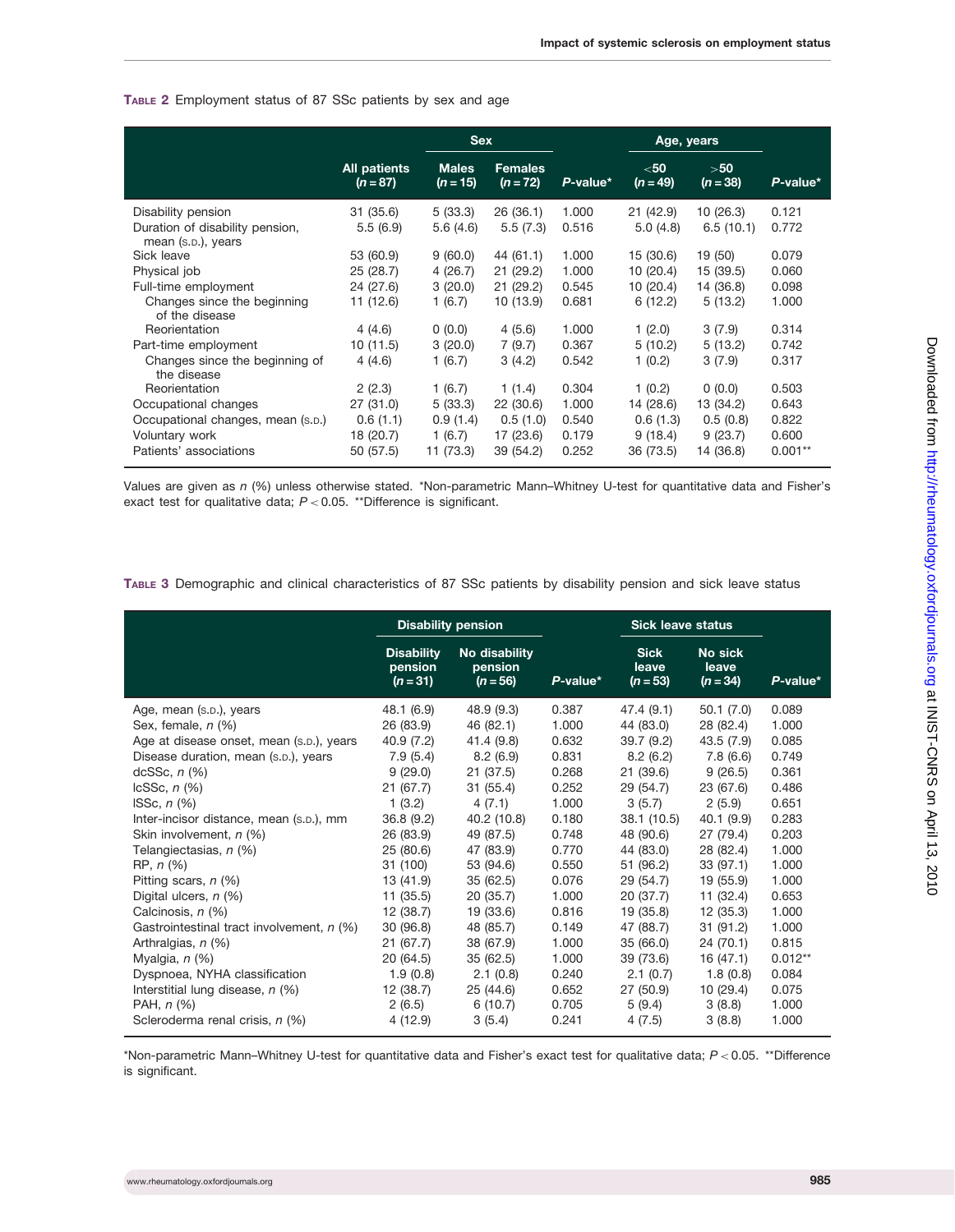**Table 2** Employment status of 87 SSc patients by sex and age

| | All patients ($n = 87$) | Sex | | | Age, years | | |
|---|---|---|---|---|---|---|---|
| | | Males ($n = 15$) | Females ($n = 72$) | *P*-value* | <50 ($n = 49$) | >50 ($n = 38$) | *P*-value* |
| Disability pension | 31 (35.6) | 5 (33.3) | 26 (36.1) | 1.000 | 21 (42.9) | 10 (26.3) | 0.121 |
| Duration of disability pension, mean (S.D.), years | 5.5 (6.9) | 5.6 (4.6) | 5.5 (7.3) | 0.516 | 5.0 (4.8) | 6.5 (10.1) | 0.772 |
| Sick leave | 53 (60.9) | 9 (60.0) | 44 (61.1) | 1.000 | 15 (30.6) | 19 (50) | 0.079 |
| Physical job | 25 (28.7) | 4 (26.7) | 21 (29.2) | 1.000 | 10 (20.4) | 15 (39.5) | 0.060 |
| Full-time employment | 24 (27.6) | 3 (20.0) | 21 (29.2) | 0.545 | 10 (20.4) | 14 (36.8) | 0.098 |
| Changes since the beginning of the disease | 11 (12.6) | 1 (6.7) | 10 (13.9) | 0.681 | 6 (12.2) | 5 (13.2) | 1.000 |
| Reorientation | 4 (4.6) | 0 (0.0) | 4 (5.6) | 1.000 | 1 (2.0) | 3 (7.9) | 0.314 |
| Part-time employment | 10 (11.5) | 3 (20.0) | 7 (9.7) | 0.367 | 5 (10.2) | 5 (13.2) | 0.742 |
| Changes since the beginning of the disease | 4 (4.6) | 1 (6.7) | 3 (4.2) | 0.542 | 1 (0.2) | 3 (7.9) | 0.317 |
| Reorientation | 2 (2.3) | 1 (6.7) | 1 (1.4) | 0.304 | 1 (0.2) | 0 (0.0) | 0.503 |
| Occupational changes | 27 (31.0) | 5 (33.3) | 22 (30.6) | 1.000 | 14 (28.6) | 13 (34.2) | 0.643 |
| Occupational changes, mean (S.D.) | 0.6 (1.1) | 0.9 (1.4) | 0.5 (1.0) | 0.540 | 0.6 (1.3) | 0.5 (0.8) | 0.822 |
| Voluntary work | 18 (20.7) | 1 (6.7) | 17 (23.6) | 0.179 | 9 (18.4) | 9 (23.7) | 0.600 |
| Patients' associations | 50 (57.5) | 11 (73.3) | 39 (54.2) | 0.252 | 36 (73.5) | 14 (36.8) | 0.001** |

Values are given as *n* (%) unless otherwise stated. *Non-parametric Mann–Whitney U-test for quantitative data and Fisher's exact test for qualitative data; $P < 0.05$. **Difference is significant.

**Table 3** Demographic and clinical characteristics of 87 SSc patients by disability pension and sick leave status

| | Disability pension | | | Sick leave status | | |
|---|---|---|---|---|---|---|
| | Disability pension ($n = 31$) | No disability pension ($n = 56$) | *P*-value* | Sick leave ($n = 53$) | No sick leave ($n = 34$) | *P*-value* |
| Age, mean (S.D.), years | 48.1 (6.9) | 48.9 (9.3) | 0.387 | 47.4 (9.1) | 50.1 (7.0) | 0.089 |
| Sex, female, *n* (%) | 26 (83.9) | 46 (82.1) | 1.000 | 44 (83.0) | 28 (82.4) | 1.000 |
| Age at disease onset, mean (S.D.), years | 40.9 (7.2) | 41.4 (9.8) | 0.632 | 39.7 (9.2) | 43.5 (7.9) | 0.085 |
| Disease duration, mean (S.D.), years | 7.9 (5.4) | 8.2 (6.9) | 0.831 | 8.2 (6.2) | 7.8 (6.6) | 0.749 |
| dcSSc, *n* (%) | 9 (29.0) | 21 (37.5) | 0.268 | 21 (39.6) | 9 (26.5) | 0.361 |
| lcSSc, *n* (%) | 21 (67.7) | 31 (55.4) | 0.252 | 29 (54.7) | 23 (67.6) | 0.486 |
| lSSc, *n* (%) | 1 (3.2) | 4 (7.1) | 1.000 | 3 (5.7) | 2 (5.9) | 0.651 |
| Inter-incisor distance, mean (S.D.), mm | 36.8 (9.2) | 40.2 (10.8) | 0.180 | 38.1 (10.5) | 40.1 (9.9) | 0.283 |
| Skin involvement, *n* (%) | 26 (83.9) | 49 (87.5) | 0.748 | 48 (90.6) | 27 (79.4) | 0.203 |
| Telangiectasias, *n* (%) | 25 (80.6) | 47 (83.9) | 0.770 | 44 (83.0) | 28 (82.4) | 1.000 |
| RP, *n* (%) | 31 (100) | 53 (94.6) | 0.550 | 51 (96.2) | 33 (97.1) | 1.000 |
| Pitting scars, *n* (%) | 13 (41.9) | 35 (62.5) | 0.076 | 29 (54.7) | 19 (55.9) | 1.000 |
| Digital ulcers, *n* (%) | 11 (35.5) | 20 (35.7) | 1.000 | 20 (37.7) | 11 (32.4) | 0.653 |
| Calcinosis, *n* (%) | 12 (38.7) | 19 (33.6) | 0.816 | 19 (35.8) | 12 (35.3) | 1.000 |
| Gastrointestinal tract involvement, *n* (%) | 30 (96.8) | 48 (85.7) | 0.149 | 47 (88.7) | 31 (91.2) | 1.000 |
| Arthralgias, *n* (%) | 21 (67.7) | 38 (67.9) | 1.000 | 35 (66.0) | 24 (70.1) | 0.815 |
| Myalgia, *n* (%) | 20 (64.5) | 35 (62.5) | 1.000 | 39 (73.6) | 16 (47.1) | 0.012** |
| Dyspnoea, NYHA classification | 1.9 (0.8) | 2.1 (0.8) | 0.240 | 2.1 (0.7) | 1.8 (0.8) | 0.084 |
| Interstitial lung disease, *n* (%) | 12 (38.7) | 25 (44.6) | 0.652 | 27 (50.9) | 10 (29.4) | 0.075 |
| PAH, *n* (%) | 2 (6.5) | 6 (10.7) | 0.705 | 5 (9.4) | 3 (8.8) | 1.000 |
| Scleroderma renal crisis, *n* (%) | 4 (12.9) | 3 (5.4) | 0.241 | 4 (7.5) | 3 (8.8) | 1.000 |

*Non-parametric Mann–Whitney U-test for quantitative data and Fisher's exact test for qualitative data; $P < 0.05$. **Difference is significant.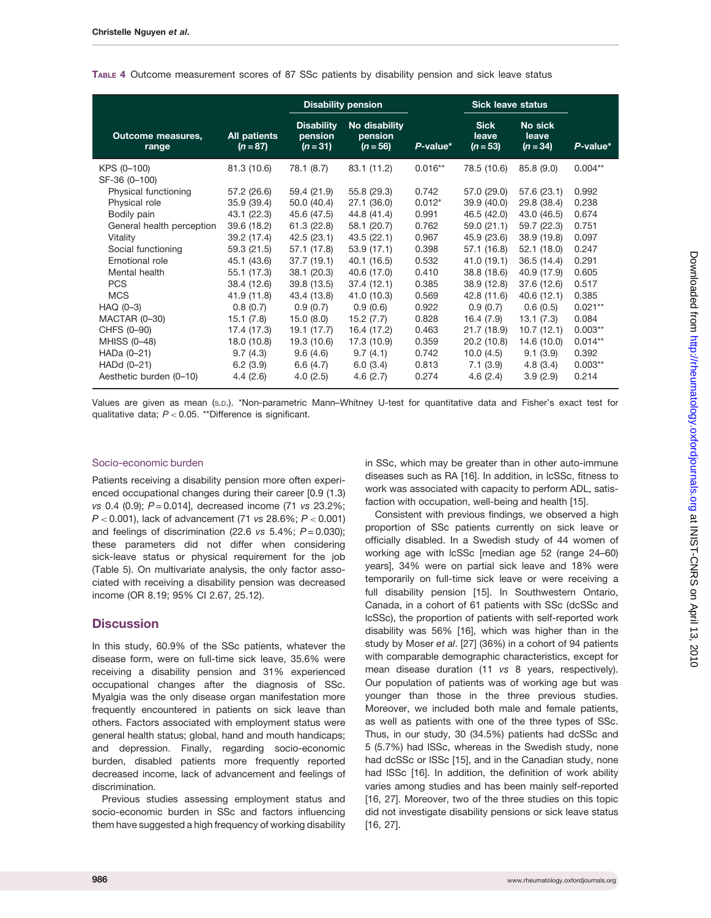**TABLE 4** Outcome measurement scores of 87 SSc patients by disability pension and sick leave status

| Outcome measures, range | All patients ($n = 87$) | Disability pension | | | Sick leave status | | |
|---|---|---|---|---|---|---|---|
| | | Disability pension ($n = 31$) | No disability pension ($n = 56$) | *P*-value* | Sick leave ($n = 53$) | No sick leave ($n = 34$) | *P*-value* |
| KPS (0–100) | 81.3 (10.6) | 78.1 (8.7) | 83.1 (11.2) | 0.016** | 78.5 (10.6) | 85.8 (9.0) | 0.004** |
| SF-36 (0–100) | | | | | | | |
| Physical functioning | 57.2 (26.6) | 59.4 (21.9) | 55.8 (29.3) | 0.742 | 57.0 (29.0) | 57.6 (23.1) | 0.992 |
| Physical role | 35.9 (39.4) | 50.0 (40.4) | 27.1 (36.0) | 0.012* | 39.9 (40.0) | 29.8 (38.4) | 0.238 |
| Bodily pain | 43.1 (22.3) | 45.6 (47.5) | 44.8 (41.4) | 0.991 | 46.5 (42.0) | 43.0 (46.5) | 0.674 |
| General health perception | 39.6 (18.2) | 61.3 (22.8) | 58.1 (20.7) | 0.762 | 59.0 (21.1) | 59.7 (22.3) | 0.751 |
| Vitality | 39.2 (17.4) | 42.5 (23.1) | 43.5 (22.1) | 0.967 | 45.9 (23.6) | 38.9 (19.8) | 0.097 |
| Social functioning | 59.3 (21.5) | 57.1 (17.8) | 53.9 (17.1) | 0.398 | 57.1 (16.8) | 52.1 (18.0) | 0.247 |
| Emotional role | 45.1 (43.6) | 37.7 (19.1) | 40.1 (16.5) | 0.532 | 41.0 (19.1) | 36.5 (14.4) | 0.291 |
| Mental health | 55.1 (17.3) | 38.1 (20.3) | 40.6 (17.0) | 0.410 | 38.8 (18.6) | 40.9 (17.9) | 0.605 |
| PCS | 38.4 (12.6) | 39.8 (13.5) | 37.4 (12.1) | 0.385 | 38.9 (12.8) | 37.6 (12.6) | 0.517 |
| MCS | 41.9 (11.8) | 43.4 (13.8) | 41.0 (10.3) | 0.569 | 42.8 (11.6) | 40.6 (12.1) | 0.385 |
| HAQ (0–3) | 0.8 (0.7) | 0.9 (0.7) | 0.9 (0.6) | 0.922 | 0.9 (0.7) | 0.6 (0.5) | 0.021** |
| MACTAR (0–30) | 15.1 (7.8) | 15.0 (8.0) | 15.2 (7.7) | 0.828 | 16.4 (7.9) | 13.1 (7.3) | 0.084 |
| CHFS (0–90) | 17.4 (17.3) | 19.1 (17.7) | 16.4 (17.2) | 0.463 | 21.7 (18.9) | 10.7 (12.1) | 0.003** |
| MHISS (0–48) | 18.0 (10.8) | 19.3 (10.6) | 17.3 (10.9) | 0.359 | 20.2 (10.8) | 14.6 (10.0) | 0.014** |
| HADa (0–21) | 9.7 (4.3) | 9.6 (4.6) | 9.7 (4.1) | 0.742 | 10.0 (4.5) | 9.1 (3.9) | 0.392 |
| HADd (0–21) | 6.2 (3.9) | 6.6 (4.7) | 6.0 (3.4) | 0.813 | 7.1 (3.9) | 4.8 (3.4) | 0.003** |
| Aesthetic burden (0–10) | 4.4 (2.6) | 4.0 (2.5) | 4.6 (2.7) | 0.274 | 4.6 (2.4) | 3.9 (2.9) | 0.214 |

Values are given as mean (S.D.). *Non-parametric Mann–Whitney U-test for quantitative data and Fisher's exact test for qualitative data; $P < 0.05$. **Difference is significant.

### Socio-economic burden

Patients receiving a disability pension more often experienced occupational changes during their career [0.9 (1.3) *vs* 0.4 (0.9); $P = 0.014$], decreased income (71 *vs* 23.2%; $P < 0.001$), lack of advancement (71 *vs* 28.6%; $P < 0.001$) and feelings of discrimination (22.6 *vs* 5.4%; $P = 0.030$); these parameters did not differ when considering sick-leave status or physical requirement for the job (Table 5). On multivariate analysis, the only factor associated with receiving a disability pension was decreased income (OR 8.19; 95% CI 2.67, 25.12).

## Discussion

In this study, 60.9% of the SSc patients, whatever the disease form, were on full-time sick leave, 35.6% were receiving a disability pension and 31% experienced occupational changes after the diagnosis of SSc. Myalgia was the only disease organ manifestation more frequently encountered in patients on sick leave than others. Factors associated with employment status were general health status; global, hand and mouth handicaps; and depression. Finally, regarding socio-economic burden, disabled patients more frequently reported decreased income, lack of advancement and feelings of discrimination.

Previous studies assessing employment status and socio-economic burden in SSc and factors influencing them have suggested a high frequency of working disability in SSc, which may be greater than in other auto-immune diseases such as RA [16]. In addition, in lcSSc, fitness to work was associated with capacity to perform ADL, satisfaction with occupation, well-being and health [15].

Consistent with previous findings, we observed a high proportion of SSc patients currently on sick leave or officially disabled. In a Swedish study of 44 women of working age with lcSSc [median age 52 (range 24–60) years], 34% were on partial sick leave and 18% were temporarily on full-time sick leave or were receiving a full disability pension [15]. In Southwestern Ontario, Canada, in a cohort of 61 patients with SSc (dcSSc and lcSSc), the proportion of patients with self-reported work disability was 56% [16], which was higher than in the study by Moser *et al*. [27] (36%) in a cohort of 94 patients with comparable demographic characteristics, except for mean disease duration (11 *vs* 8 years, respectively). Our population of patients was of working age but was younger than those in the three previous studies. Moreover, we included both male and female patients, as well as patients with one of the three types of SSc. Thus, in our study, 30 (34.5%) patients had dcSSc and 5 (5.7%) had lSSc, whereas in the Swedish study, none had dcSSc or lSSc [15], and in the Canadian study, none had lSSc [16]. In addition, the definition of work ability varies among studies and has been mainly self-reported [16, 27]. Moreover, two of the three studies on this topic did not investigate disability pensions or sick leave status [16, 27].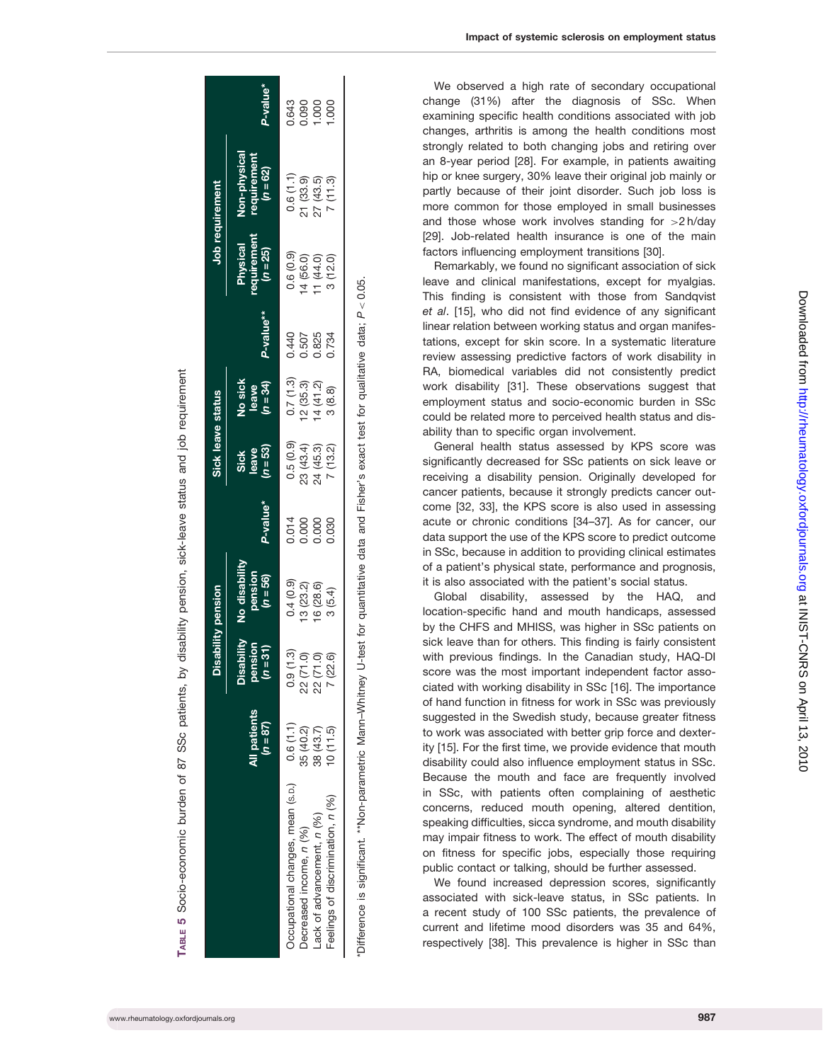TABLE 5 Socio-economic burden of 87 SSc patients, by disability pension, sick-leave status and job requirement

| | All patients ($n$ = 87) | Disability pension | | | Sick leave status | | | Job requirement | | |
|---|---|---|---|---|---|---|---|---|---|---|
| | | Disability pension ($n$ = 31) | No disability pension ($n$ = 56) | *P*-value* | Sick leave ($n$ = 53) | No sick leave ($n$ = 34) | *P*-value** | Physical requirement ($n$ = 25) | Non-physical requirement ($n$ = 62) | *P*-value* |
| Occupational changes, mean (S.D.) | 0.6 (1.1) | 0.9 (1.3) | 0.4 (0.9) | 0.014 | 0.5 (0.9) | 0.7 (1.3) | 0.440 | 0.6 (0.9) | 0.6 (1.1) | 0.643 |
| Decreased income, *n* (%) | 35 (40.2) | 22 (71.0) | 13 (23.2) | 0.000 | 23 (43.4) | 12 (35.3) | 0.507 | 14 (56.0) | 21 (33.9) | 0.090 |
| Lack of advancement, *n* (%) | 38 (43.7) | 22 (71.0) | 16 (28.6) | 0.000 | 24 (45.3) | 14 (41.2) | 0.825 | 11 (44.0) | 27 (43.5) | 1.000 |
| Feelings of discrimination, *n* (%) | 10 (11.5) | 7 (22.6) | 3 (5.4) | 0.030 | 7 (13.2) | 3 (8.8) | 0.734 | 3 (12.0) | 7 (11.3) | 1.000 |

*Difference is significant. **Non-parametric Mann–Whitney U-test for quantitative data and Fisher's exact test for qualitative data; $P < 0.05$.

We observed a high rate of secondary occupational change (31%) after the diagnosis of SSc. When examining specific health conditions associated with job changes, arthritis is among the health conditions most strongly related to both changing jobs and retiring over an 8-year period [28]. For example, in patients awaiting hip or knee surgery, 30% leave their original job mainly or partly because of their joint disorder. Such job loss is more common for those employed in small businesses and those whose work involves standing for >2 h/day [29]. Job-related health insurance is one of the main factors influencing employment transitions [30].

Remarkably, we found no significant association of sick leave and clinical manifestations, except for myalgias. This finding is consistent with those from Sandqvist *et al*. [15], who did not find evidence of any significant linear relation between working status and organ manifestations, except for skin score. In a systematic literature review assessing predictive factors of work disability in RA, biomedical variables did not consistently predict work disability [31]. These observations suggest that employment status and socio-economic burden in SSc could be related more to perceived health status and disability than to specific organ involvement.

General health status assessed by KPS score was significantly decreased for SSc patients on sick leave or receiving a disability pension. Originally developed for cancer patients, because it strongly predicts cancer outcome [32, 33], the KPS score is also used in assessing acute or chronic conditions [34–37]. As for cancer, our data support the use of the KPS score to predict outcome in SSc, because in addition to providing clinical estimates of a patient's physical state, performance and prognosis, it is also associated with the patient's social status.

Global disability, assessed by the HAQ, and location-specific hand and mouth handicaps, assessed by the CHFS and MHISS, was higher in SSc patients on sick leave than for others. This finding is fairly consistent with previous findings. In the Canadian study, HAQ-DI score was the most important independent factor associated with working disability in SSc [16]. The importance of hand function in fitness for work in SSc was previously suggested in the Swedish study, because greater fitness to work was associated with better grip force and dexterity [15]. For the first time, we provide evidence that mouth disability could also influence employment status in SSc. Because the mouth and face are frequently involved in SSc, with patients often complaining of aesthetic concerns, reduced mouth opening, altered dentition, speaking difficulties, sicca syndrome, and mouth disability may impair fitness to work. The effect of mouth disability on fitness for specific jobs, especially those requiring public contact or talking, should be further assessed.

We found increased depression scores, significantly associated with sick-leave status, in SSc patients. In a recent study of 100 SSc patients, the prevalence of current and lifetime mood disorders was 35 and 64%, respectively [38]. This prevalence is higher in SSc than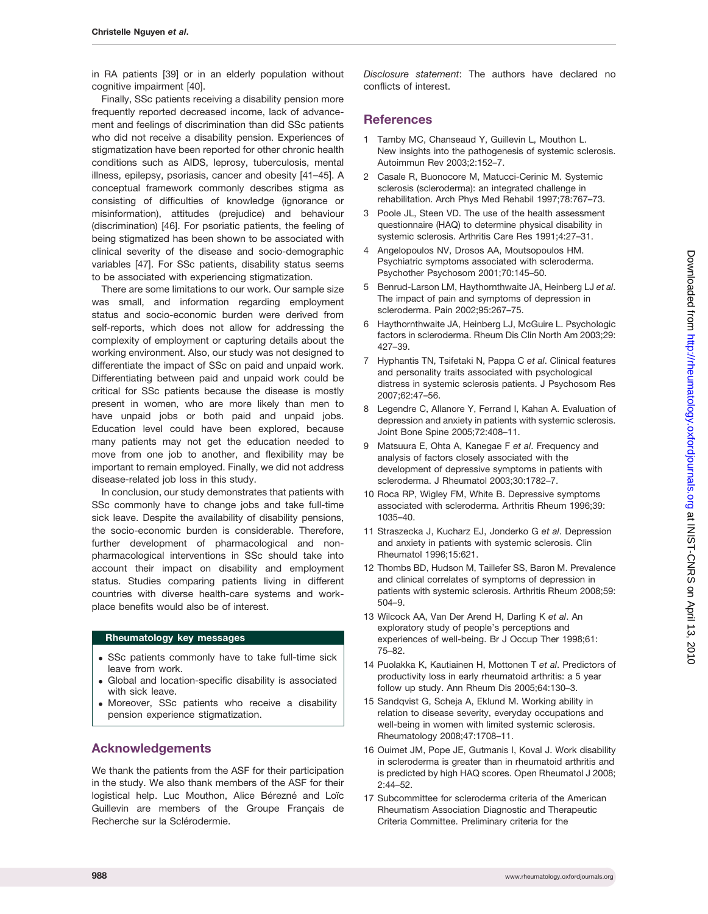in RA patients [39] or in an elderly population without cognitive impairment [40].

Finally, SSc patients receiving a disability pension more frequently reported decreased income, lack of advancement and feelings of discrimination than did SSc patients who did not receive a disability pension. Experiences of stigmatization have been reported for other chronic health conditions such as AIDS, leprosy, tuberculosis, mental illness, epilepsy, psoriasis, cancer and obesity [41–45]. A conceptual framework commonly describes stigma as consisting of difficulties of knowledge (ignorance or misinformation), attitudes (prejudice) and behaviour (discrimination) [46]. For psoriatic patients, the feeling of being stigmatized has been shown to be associated with clinical severity of the disease and socio-demographic variables [47]. For SSc patients, disability status seems to be associated with experiencing stigmatization.

There are some limitations to our work. Our sample size was small, and information regarding employment status and socio-economic burden were derived from self-reports, which does not allow for addressing the complexity of employment or capturing details about the working environment. Also, our study was not designed to differentiate the impact of SSc on paid and unpaid work. Differentiating between paid and unpaid work could be critical for SSc patients because the disease is mostly present in women, who are more likely than men to have unpaid jobs or both paid and unpaid jobs. Education level could have been explored, because many patients may not get the education needed to move from one job to another, and flexibility may be important to remain employed. Finally, we did not address disease-related job loss in this study.

In conclusion, our study demonstrates that patients with SSc commonly have to change jobs and take full-time sick leave. Despite the availability of disability pensions, the socio-economic burden is considerable. Therefore, further development of pharmacological and non-pharmacological interventions in SSc should take into account their impact on disability and employment status. Studies comparing patients living in different countries with diverse health-care systems and workplace benefits would also be of interest.

**Rheumatology key messages**

- SSc patients commonly have to take full-time sick leave from work.
- Global and location-specific disability is associated with sick leave.
- Moreover, SSc patients who receive a disability pension experience stigmatization.

## Acknowledgements

We thank the patients from the ASF for their participation in the study. We also thank members of the ASF for their logistical help. Luc Mouthon, Alice Bérezné and Loïc Guillevin are members of the Groupe Français de Recherche sur la Sclérodermie.

*Disclosure statement*: The authors have declared no conflicts of interest.

## References

1. Tamby MC, Chanseaud Y, Guillevin L, Mouthon L. New insights into the pathogenesis of systemic sclerosis. Autoimmun Rev 2003;2:152–7.
2. Casale R, Buonocore M, Matucci-Cerinic M. Systemic sclerosis (scleroderma): an integrated challenge in rehabilitation. Arch Phys Med Rehabil 1997;78:767–73.
3. Poole JL, Steen VD. The use of the health assessment questionnaire (HAQ) to determine physical disability in systemic sclerosis. Arthritis Care Res 1991;4:27–31.
4. Angelopoulos NV, Drosos AA, Moutsopoulos HM. Psychiatric symptoms associated with scleroderma. Psychother Psychosom 2001;70:145–50.
5. Benrud-Larson LM, Haythornthwaite JA, Heinberg LJ *et al*. The impact of pain and symptoms of depression in scleroderma. Pain 2002;95:267–75.
6. Haythornthwaite JA, Heinberg LJ, McGuire L. Psychologic factors in scleroderma. Rheum Dis Clin North Am 2003;29:427–39.
7. Hyphantis TN, Tsifetaki N, Pappa C *et al*. Clinical features and personality traits associated with psychological distress in systemic sclerosis patients. J Psychosom Res 2007;62:47–56.
8. Legendre C, Allanore Y, Ferrand I, Kahan A. Evaluation of depression and anxiety in patients with systemic sclerosis. Joint Bone Spine 2005;72:408–11.
9. Matsuura E, Ohta A, Kanegae F *et al*. Frequency and analysis of factors closely associated with the development of depressive symptoms in patients with scleroderma. J Rheumatol 2003;30:1782–7.
10. Roca RP, Wigley FM, White B. Depressive symptoms associated with scleroderma. Arthritis Rheum 1996;39:1035–40.
11. Straszecka J, Kucharz EJ, Jonderko G *et al*. Depression and anxiety in patients with systemic sclerosis. Clin Rheumatol 1996;15:621.
12. Thombs BD, Hudson M, Taillefer SS, Baron M. Prevalence and clinical correlates of symptoms of depression in patients with systemic sclerosis. Arthritis Rheum 2008;59:504–9.
13. Wilcock AA, Van Der Arend H, Darling K *et al*. An exploratory study of people's perceptions and experiences of well-being. Br J Occup Ther 1998;61:75–82.
14. Puolakka K, Kautiainen H, Mottonen T *et al*. Predictors of productivity loss in early rheumatoid arthritis: a 5 year follow up study. Ann Rheum Dis 2005;64:130–3.
15. Sandqvist G, Scheja A, Eklund M. Working ability in relation to disease severity, everyday occupations and well-being in women with limited systemic sclerosis. Rheumatology 2008;47:1708–11.
16. Ouimet JM, Pope JE, Gutmanis I, Koval J. Work disability in scleroderma is greater than in rheumatoid arthritis and is predicted by high HAQ scores. Open Rheumatol J 2008;2:44–52.
17. Subcommittee for scleroderma criteria of the American Rheumatism Association Diagnostic and Therapeutic Criteria Committee. Preliminary criteria for the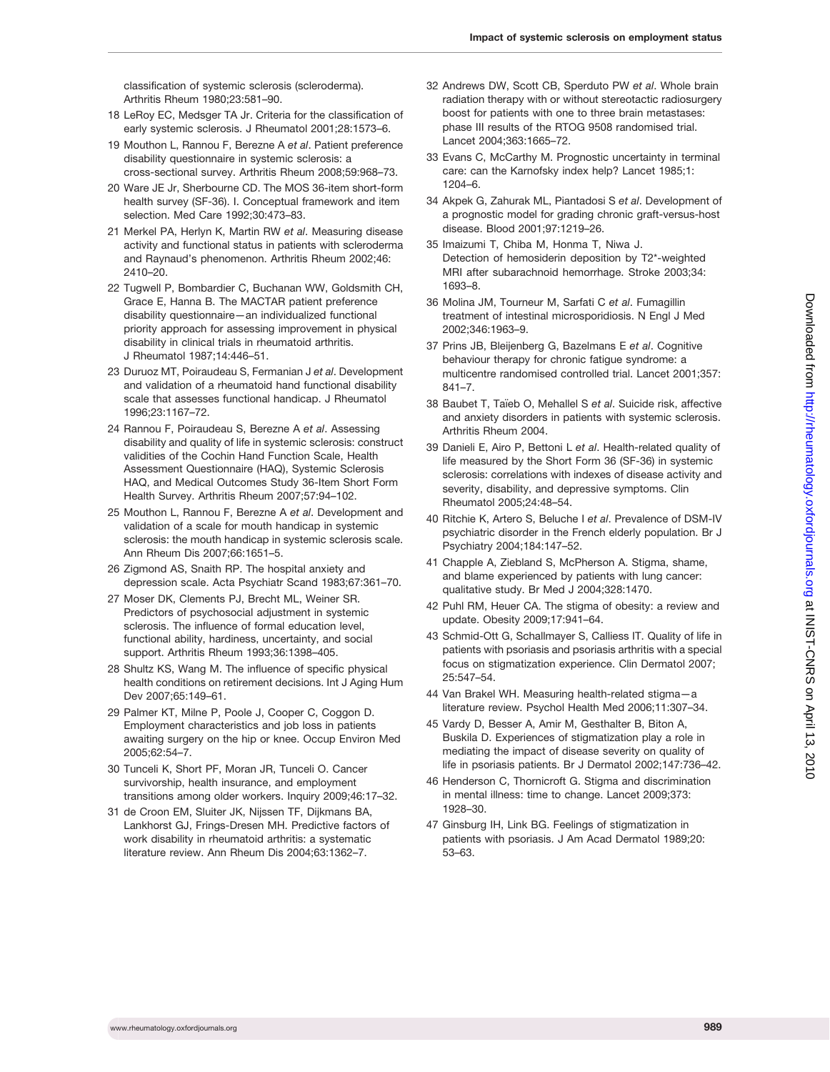classification of systemic sclerosis (scleroderma). Arthritis Rheum 1980;23:581–90.

18 LeRoy EC, Medsger TA Jr. Criteria for the classification of early systemic sclerosis. J Rheumatol 2001;28:1573–6.

19 Mouthon L, Rannou F, Berezne A *et al*. Patient preference disability questionnaire in systemic sclerosis: a cross-sectional survey. Arthritis Rheum 2008;59:968–73.

20 Ware JE Jr, Sherbourne CD. The MOS 36-item short-form health survey (SF-36). I. Conceptual framework and item selection. Med Care 1992;30:473–83.

21 Merkel PA, Herlyn K, Martin RW *et al*. Measuring disease activity and functional status in patients with scleroderma and Raynaud's phenomenon. Arthritis Rheum 2002;46: 2410–20.

22 Tugwell P, Bombardier C, Buchanan WW, Goldsmith CH, Grace E, Hanna B. The MACTAR patient preference disability questionnaire—an individualized functional priority approach for assessing improvement in physical disability in clinical trials in rheumatoid arthritis. J Rheumatol 1987;14:446–51.

23 Duruoz MT, Poiraudeau S, Fermanian J *et al*. Development and validation of a rheumatoid hand functional disability scale that assesses functional handicap. J Rheumatol 1996;23:1167–72.

24 Rannou F, Poiraudeau S, Berezne A *et al*. Assessing disability and quality of life in systemic sclerosis: construct validities of the Cochin Hand Function Scale, Health Assessment Questionnaire (HAQ), Systemic Sclerosis HAQ, and Medical Outcomes Study 36-Item Short Form Health Survey. Arthritis Rheum 2007;57:94–102.

25 Mouthon L, Rannou F, Berezne A *et al*. Development and validation of a scale for mouth handicap in systemic sclerosis: the mouth handicap in systemic sclerosis scale. Ann Rheum Dis 2007;66:1651–5.

26 Zigmond AS, Snaith RP. The hospital anxiety and depression scale. Acta Psychiatr Scand 1983;67:361–70.

27 Moser DK, Clements PJ, Brecht ML, Weiner SR. Predictors of psychosocial adjustment in systemic sclerosis. The influence of formal education level, functional ability, hardiness, uncertainty, and social support. Arthritis Rheum 1993;36:1398–405.

28 Shultz KS, Wang M. The influence of specific physical health conditions on retirement decisions. Int J Aging Hum Dev 2007;65:149–61.

29 Palmer KT, Milne P, Poole J, Cooper C, Coggon D. Employment characteristics and job loss in patients awaiting surgery on the hip or knee. Occup Environ Med 2005;62:54–7.

30 Tunceli K, Short PF, Moran JR, Tunceli O. Cancer survivorship, health insurance, and employment transitions among older workers. Inquiry 2009;46:17–32.

31 de Croon EM, Sluiter JK, Nijssen TF, Dijkmans BA, Lankhorst GJ, Frings-Dresen MH. Predictive factors of work disability in rheumatoid arthritis: a systematic literature review. Ann Rheum Dis 2004;63:1362–7.

32 Andrews DW, Scott CB, Sperduto PW *et al*. Whole brain radiation therapy with or without stereotactic radiosurgery boost for patients with one to three brain metastases: phase III results of the RTOG 9508 randomised trial. Lancet 2004;363:1665–72.

33 Evans C, McCarthy M. Prognostic uncertainty in terminal care: can the Karnofsky index help? Lancet 1985;1: 1204–6.

34 Akpek G, Zahurak ML, Piantadosi S *et al*. Development of a prognostic model for grading chronic graft-versus-host disease. Blood 2001;97:1219–26.

35 Imaizumi T, Chiba M, Honma T, Niwa J. Detection of hemosiderin deposition by T2*-weighted MRI after subarachnoid hemorrhage. Stroke 2003;34: 1693–8.

36 Molina JM, Tourneur M, Sarfati C *et al*. Fumagillin treatment of intestinal microsporidiosis. N Engl J Med 2002;346:1963–9.

37 Prins JB, Bleijenberg G, Bazelmans E *et al*. Cognitive behaviour therapy for chronic fatigue syndrome: a multicentre randomised controlled trial. Lancet 2001;357: 841–7.

38 Baubet T, Taïeb O, Mehallel S *et al*. Suicide risk, affective and anxiety disorders in patients with systemic sclerosis. Arthritis Rheum 2004.

39 Danieli E, Airo P, Bettoni L *et al*. Health-related quality of life measured by the Short Form 36 (SF-36) in systemic sclerosis: correlations with indexes of disease activity and severity, disability, and depressive symptoms. Clin Rheumatol 2005;24:48–54.

40 Ritchie K, Artero S, Beluche I *et al*. Prevalence of DSM-IV psychiatric disorder in the French elderly population. Br J Psychiatry 2004;184:147–52.

41 Chapple A, Ziebland S, McPherson A. Stigma, shame, and blame experienced by patients with lung cancer: qualitative study. Br Med J 2004;328:1470.

42 Puhl RM, Heuer CA. The stigma of obesity: a review and update. Obesity 2009;17:941–64.

43 Schmid-Ott G, Schallmayer S, Calliess IT. Quality of life in patients with psoriasis and psoriasis arthritis with a special focus on stigmatization experience. Clin Dermatol 2007; 25:547–54.

44 Van Brakel WH. Measuring health-related stigma—a literature review. Psychol Health Med 2006;11:307–34.

45 Vardy D, Besser A, Amir M, Gesthalter B, Biton A, Buskila D. Experiences of stigmatization play a role in mediating the impact of disease severity on quality of life in psoriasis patients. Br J Dermatol 2002;147:736–42.

46 Henderson C, Thornicroft G. Stigma and discrimination in mental illness: time to change. Lancet 2009;373: 1928–30.

47 Ginsburg IH, Link BG. Feelings of stigmatization in patients with psoriasis. J Am Acad Dermatol 1989;20: 53–63.